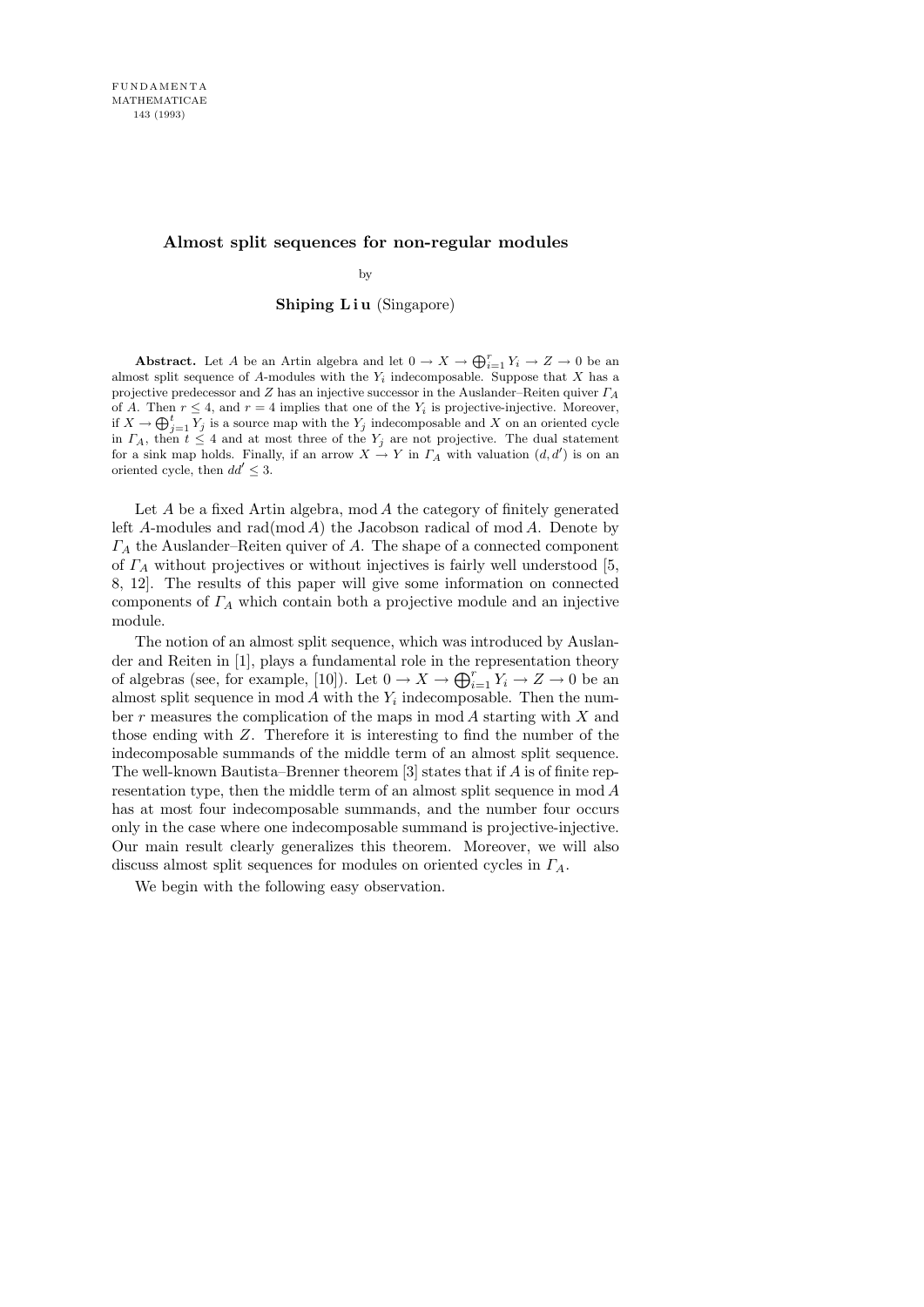# Almost split sequences for non-regular modules

by

**Shiping Liu** (Singapore)

**Abstract.** Let $A$ be an Artin algebra and let $0 \to X \to \bigoplus_{i=1}^{r} Y_i \to Z \to 0$ be an almost split sequence of $A$-modules with the $Y_i$ indecomposable. Suppose that $X$ has a projective predecessor and $Z$ has an injective successor in the Auslander–Reiten quiver $\Gamma_A$ of $A$. Then $r \le 4$, and $r = 4$ implies that one of the $Y_i$ is projective-injective. Moreover, if $X \to \bigoplus_{j=1}^{t} Y_j$ is a source map with the $Y_j$ indecomposable and $X$ on an oriented cycle in $\Gamma_A$, then $t \le 4$ and at most three of the $Y_j$ are not projective. The dual statement for a sink map holds. Finally, if an arrow $X \to Y$ in $\Gamma_A$ with valuation $(d, d')$ is on an oriented cycle, then $dd' \le 3$.

Let $A$ be a fixed Artin algebra, $\operatorname{mod} A$ the category of finitely generated left $A$-modules and $\operatorname{rad}(\operatorname{mod} A)$ the Jacobson radical of $\operatorname{mod} A$. Denote by $\Gamma_A$ the Auslander–Reiten quiver of $A$. The shape of a connected component of $\Gamma_A$ without projectives or without injectives is fairly well understood [5, 8, 12]. The results of this paper will give some information on connected components of $\Gamma_A$ which contain both a projective module and an injective module.

The notion of an almost split sequence, which was introduced by Auslander and Reiten in [1], plays a fundamental role in the representation theory of algebras (see, for example, [10]). Let $0 \to X \to \bigoplus_{i=1}^{r} Y_i \to Z \to 0$ be an almost split sequence in $\operatorname{mod} A$ with the $Y_i$ indecomposable. Then the number $r$ measures the complication of the maps in $\operatorname{mod} A$ starting with $X$ and those ending with $Z$. Therefore it is interesting to find the number of the indecomposable summands of the middle term of an almost split sequence. The well-known Bautista–Brenner theorem [3] states that if $A$ is of finite representation type, then the middle term of an almost split sequence in $\operatorname{mod} A$ has at most four indecomposable summands, and the number four occurs only in the case where one indecomposable summand is projective-injective. Our main result clearly generalizes this theorem. Moreover, we will also discuss almost split sequences for modules on oriented cycles in $\Gamma_A$.

We begin with the following easy observation.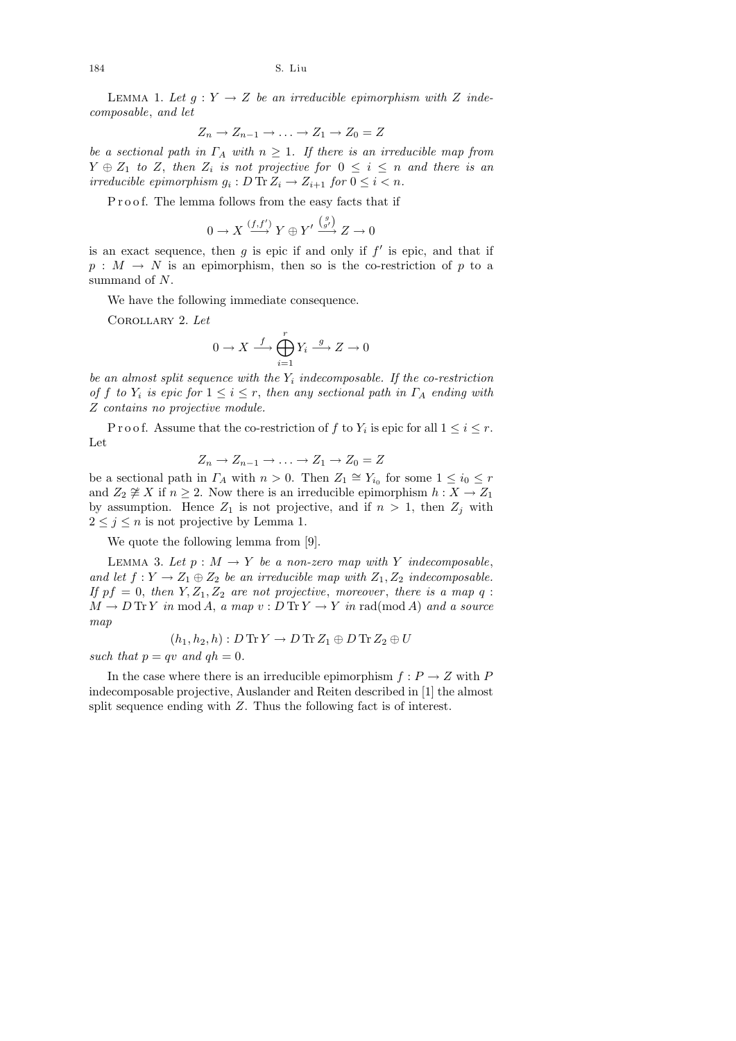LEMMA 1. *Let $g : Y \to Z$ be an irreducible epimorphism with $Z$ indecomposable*, *and let*

$$Z_n \to Z_{n-1} \to \ldots \to Z_1 \to Z_0 = Z$$

*be a sectional path in $\Gamma_A$ with $n \geq 1$. If there is an irreducible map from $Y \oplus Z_1$ to $Z$, then $Z_i$ is not projective for $0 \leq i \leq n$ and there is an irreducible epimorphism $g_i : D\operatorname{Tr} Z_i \to Z_{i+1}$ for $0 \leq i < n$.*

Proof. The lemma follows from the easy facts that if

$$0 \to X \xrightarrow{(f,f')} Y \oplus Y' \xrightarrow{\binom{g}{g'}} Z \to 0$$

is an exact sequence, then $g$ is epic if and only if $f'$ is epic, and that if $p : M \to N$ is an epimorphism, then so is the co-restriction of $p$ to a summand of $N$.

We have the following immediate consequence.

COROLLARY 2. *Let*

$$0 \to X \xrightarrow{f} \bigoplus_{i=1}^{r} Y_i \xrightarrow{g} Z \to 0$$

*be an almost split sequence with the $Y_i$ indecomposable. If the co-restriction of $f$ to $Y_i$ is epic for $1 \leq i \leq r$, then any sectional path in $\Gamma_A$ ending with $Z$ contains no projective module.*

Proof. Assume that the co-restriction of $f$ to $Y_i$ is epic for all $1 \leq i \leq r$. Let

$$Z_n \to Z_{n-1} \to \ldots \to Z_1 \to Z_0 = Z$$

be a sectional path in $\Gamma_A$ with $n > 0$. Then $Z_1 \cong Y_{i_0}$ for some $1 \leq i_0 \leq r$ and $Z_2 \not\cong X$ if $n \geq 2$. Now there is an irreducible epimorphism $h : X \to Z_1$ by assumption. Hence $Z_1$ is not projective, and if $n > 1$, then $Z_j$ with $2 \leq j \leq n$ is not projective by Lemma 1.

We quote the following lemma from [9].

LEMMA 3. *Let $p : M \to Y$ be a non-zero map with $Y$ indecomposable*, *and let $f : Y \to Z_1 \oplus Z_2$ be an irreducible map with $Z_1, Z_2$ indecomposable. If $pf = 0$, then $Y, Z_1, Z_2$ are not projective*, *moreover*, *there is a map $q : M \to D\operatorname{Tr} Y$ in $\operatorname{mod} A$, a map $v : D\operatorname{Tr} Y \to Y$ in $\operatorname{rad}(\operatorname{mod} A)$ and a source map*

$$(h_1, h_2, h) : D\operatorname{Tr} Y \to D\operatorname{Tr} Z_1 \oplus D\operatorname{Tr} Z_2 \oplus U$$

*such that $p = qv$ and $qh = 0$.*

In the case where there is an irreducible epimorphism $f : P \to Z$ with $P$ indecomposable projective, Auslander and Reiten described in [1] the almost split sequence ending with $Z$. Thus the following fact is of interest.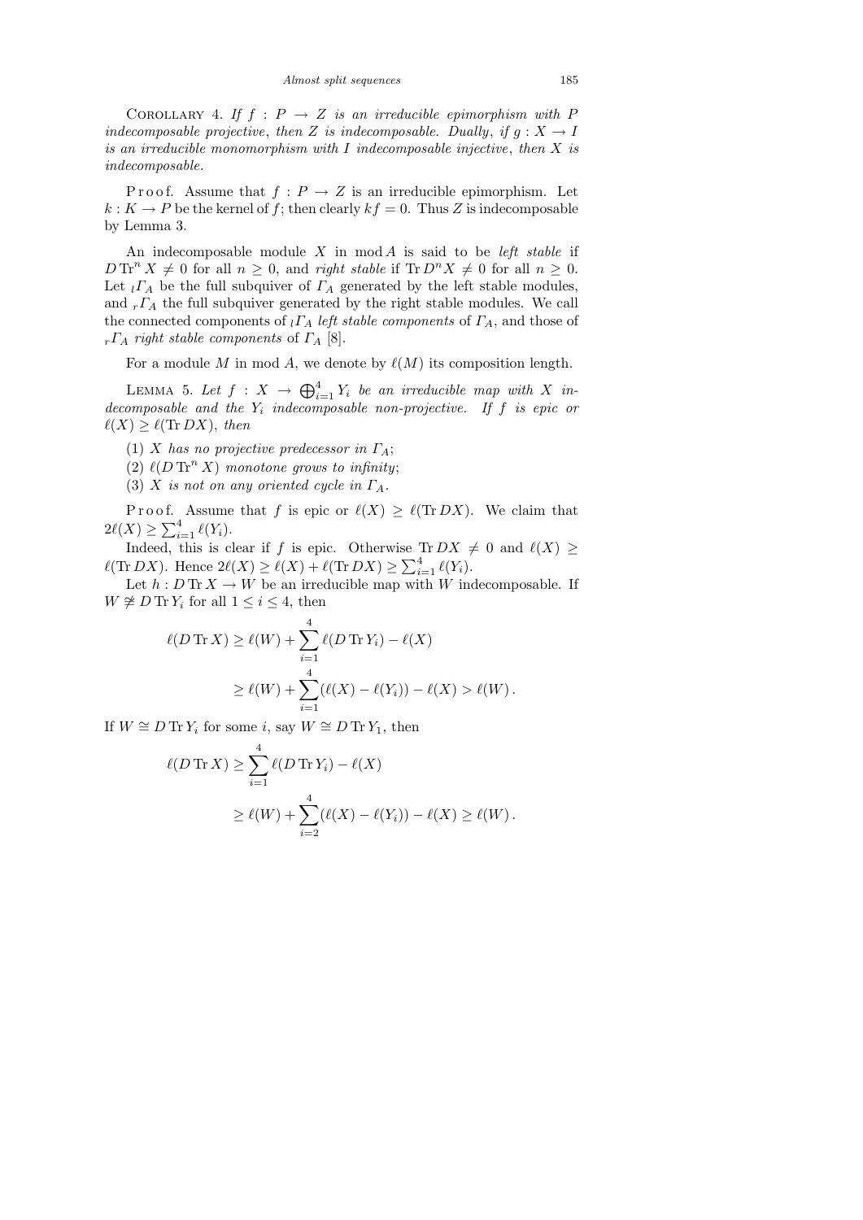Corollary 4. *If $f : P \to Z$ is an irreducible epimorphism with $P$ indecomposable projective, then $Z$ is indecomposable. Dually, if $g : X \to I$ is an irreducible monomorphism with $I$ indecomposable injective, then $X$ is indecomposable.*

Proof. Assume that $f : P \to Z$ is an irreducible epimorphism. Let $k : K \to P$ be the kernel of $f$; then clearly $kf = 0$. Thus $Z$ is indecomposable by Lemma 3.

An indecomposable module $X$ in $\operatorname{mod} A$ is said to be *left stable* if $D\operatorname{Tr}^n X \neq 0$ for all $n \geq 0$, and *right stable* if $\operatorname{Tr} D^n X \neq 0$ for all $n \geq 0$. Let ${}_l\Gamma_A$ be the full subquiver of $\Gamma_A$ generated by the left stable modules, and ${}_r\Gamma_A$ the full subquiver generated by the right stable modules. We call the connected components of ${}_l\Gamma_A$ *left stable components* of $\Gamma_A$, and those of ${}_r\Gamma_A$ *right stable components* of $\Gamma_A$ [8].

For a module $M$ in $\operatorname{mod} A$, we denote by $\ell(M)$ its composition length.

Lemma 5. *Let $f : X \to \bigoplus_{i=1}^4 Y_i$ be an irreducible map with $X$ indecomposable and the $Y_i$ indecomposable non-projective. If $f$ is epic or $\ell(X) \geq \ell(\operatorname{Tr} DX)$, then*

(1) *$X$ has no projective predecessor in $\Gamma_A$*;

(2) *$\ell(D\operatorname{Tr}^n X)$ monotone grows to infinity*;

(3) *$X$ is not on any oriented cycle in $\Gamma_A$.*

Proof. Assume that $f$ is epic or $\ell(X) \geq \ell(\operatorname{Tr} DX)$. We claim that $2\ell(X) \geq \sum_{i=1}^4 \ell(Y_i)$.

Indeed, this is clear if $f$ is epic. Otherwise $\operatorname{Tr} DX \neq 0$ and $\ell(X) \geq \ell(\operatorname{Tr} DX)$. Hence $2\ell(X) \geq \ell(X) + \ell(\operatorname{Tr} DX) \geq \sum_{i=1}^4 \ell(Y_i)$.

Let $h : D\operatorname{Tr} X \to W$ be an irreducible map with $W$ indecomposable. If $W \not\cong D\operatorname{Tr} Y_i$ for all $1 \leq i \leq 4$, then

$$
\begin{aligned}
\ell(D\operatorname{Tr} X) &\geq \ell(W) + \sum_{i=1}^4 \ell(D\operatorname{Tr} Y_i) - \ell(X) \\
&\geq \ell(W) + \sum_{i=1}^4 (\ell(X) - \ell(Y_i)) - \ell(X) > \ell(W)\,.
\end{aligned}
$$

If $W \cong D\operatorname{Tr} Y_i$ for some $i$, say $W \cong D\operatorname{Tr} Y_1$, then

$$
\begin{aligned}
\ell(D\operatorname{Tr} X) &\geq \sum_{i=1}^4 \ell(D\operatorname{Tr} Y_i) - \ell(X) \\
&\geq \ell(W) + \sum_{i=2}^4 (\ell(X) - \ell(Y_i)) - \ell(X) \geq \ell(W)\,.
\end{aligned}
$$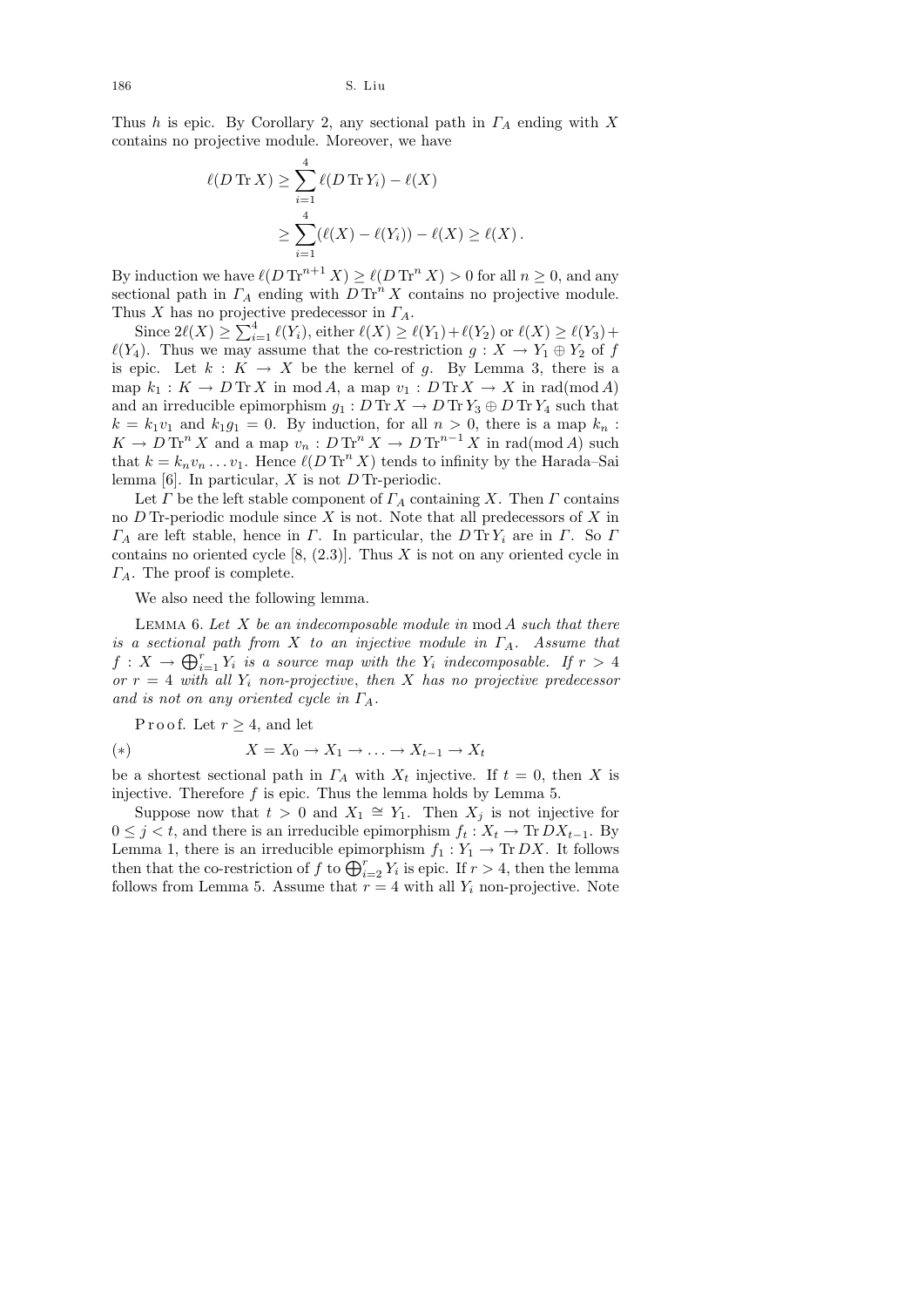Thus $h$ is epic. By Corollary 2, any sectional path in $\Gamma_A$ ending with $X$ contains no projective module. Moreover, we have

$$\begin{aligned}\ell(D\operatorname{Tr} X) &\geq \sum_{i=1}^{4} \ell(D\operatorname{Tr} Y_i) - \ell(X)\\ &\geq \sum_{i=1}^{4}(\ell(X) - \ell(Y_i)) - \ell(X) \geq \ell(X)\,.\end{aligned}$$

By induction we have $\ell(D\operatorname{Tr}^{n+1} X) \geq \ell(D\operatorname{Tr}^n X) > 0$ for all $n \geq 0$, and any sectional path in $\Gamma_A$ ending with $D\operatorname{Tr}^n X$ contains no projective module. Thus $X$ has no projective predecessor in $\Gamma_A$.

Since $2\ell(X) \geq \sum_{i=1}^{4} \ell(Y_i)$, either $\ell(X) \geq \ell(Y_1) + \ell(Y_2)$ or $\ell(X) \geq \ell(Y_3) + \ell(Y_4)$. Thus we may assume that the co-restriction $g : X \to Y_1 \oplus Y_2$ of $f$ is epic. Let $k : K \to X$ be the kernel of $g$. By Lemma 3, there is a map $k_1 : K \to D\operatorname{Tr} X$ in $\operatorname{mod} A$, a map $v_1 : D\operatorname{Tr} X \to X$ in $\operatorname{rad}(\operatorname{mod} A)$ and an irreducible epimorphism $g_1 : D\operatorname{Tr} X \to D\operatorname{Tr} Y_3 \oplus D\operatorname{Tr} Y_4$ such that $k = k_1 v_1$ and $k_1 g_1 = 0$. By induction, for all $n > 0$, there is a map $k_n : K \to D\operatorname{Tr}^n X$ and a map $v_n : D\operatorname{Tr}^n X \to D\operatorname{Tr}^{n-1} X$ in $\operatorname{rad}(\operatorname{mod} A)$ such that $k = k_n v_n \ldots v_1$. Hence $\ell(D\operatorname{Tr}^n X)$ tends to infinity by the Harada–Sai lemma [6]. In particular, $X$ is not $D\operatorname{Tr}$-periodic.

Let $\Gamma$ be the left stable component of $\Gamma_A$ containing $X$. Then $\Gamma$ contains no $D\operatorname{Tr}$-periodic module since $X$ is not. Note that all predecessors of $X$ in $\Gamma_A$ are left stable, hence in $\Gamma$. In particular, the $D\operatorname{Tr} Y_i$ are in $\Gamma$. So $\Gamma$ contains no oriented cycle [8, (2.3)]. Thus $X$ is not on any oriented cycle in $\Gamma_A$. The proof is complete.

We also need the following lemma.

Lemma 6. *Let $X$ be an indecomposable module in* $\operatorname{mod} A$ *such that there is a sectional path from $X$ to an injective module in $\Gamma_A$. Assume that $f : X \to \bigoplus_{i=1}^{r} Y_i$ is a source map with the $Y_i$ indecomposable. If $r > 4$ or $r = 4$ with all $Y_i$ non-projective, then $X$ has no projective predecessor and is not on any oriented cycle in $\Gamma_A$.*

Proof. Let $r \geq 4$, and let

$$(*) \qquad X = X_0 \to X_1 \to \ldots \to X_{t-1} \to X_t$$

be a shortest sectional path in $\Gamma_A$ with $X_t$ injective. If $t = 0$, then $X$ is injective. Therefore $f$ is epic. Thus the lemma holds by Lemma 5.

Suppose now that $t > 0$ and $X_1 \cong Y_1$. Then $X_j$ is not injective for $0 \leq j < t$, and there is an irreducible epimorphism $f_t : X_t \to \operatorname{Tr} DX_{t-1}$. By Lemma 1, there is an irreducible epimorphism $f_1 : Y_1 \to \operatorname{Tr} DX$. It follows then that the co-restriction of $f$ to $\bigoplus_{i=2}^{r} Y_i$ is epic. If $r > 4$, then the lemma follows from Lemma 5. Assume that $r = 4$ with all $Y_i$ non-projective. Note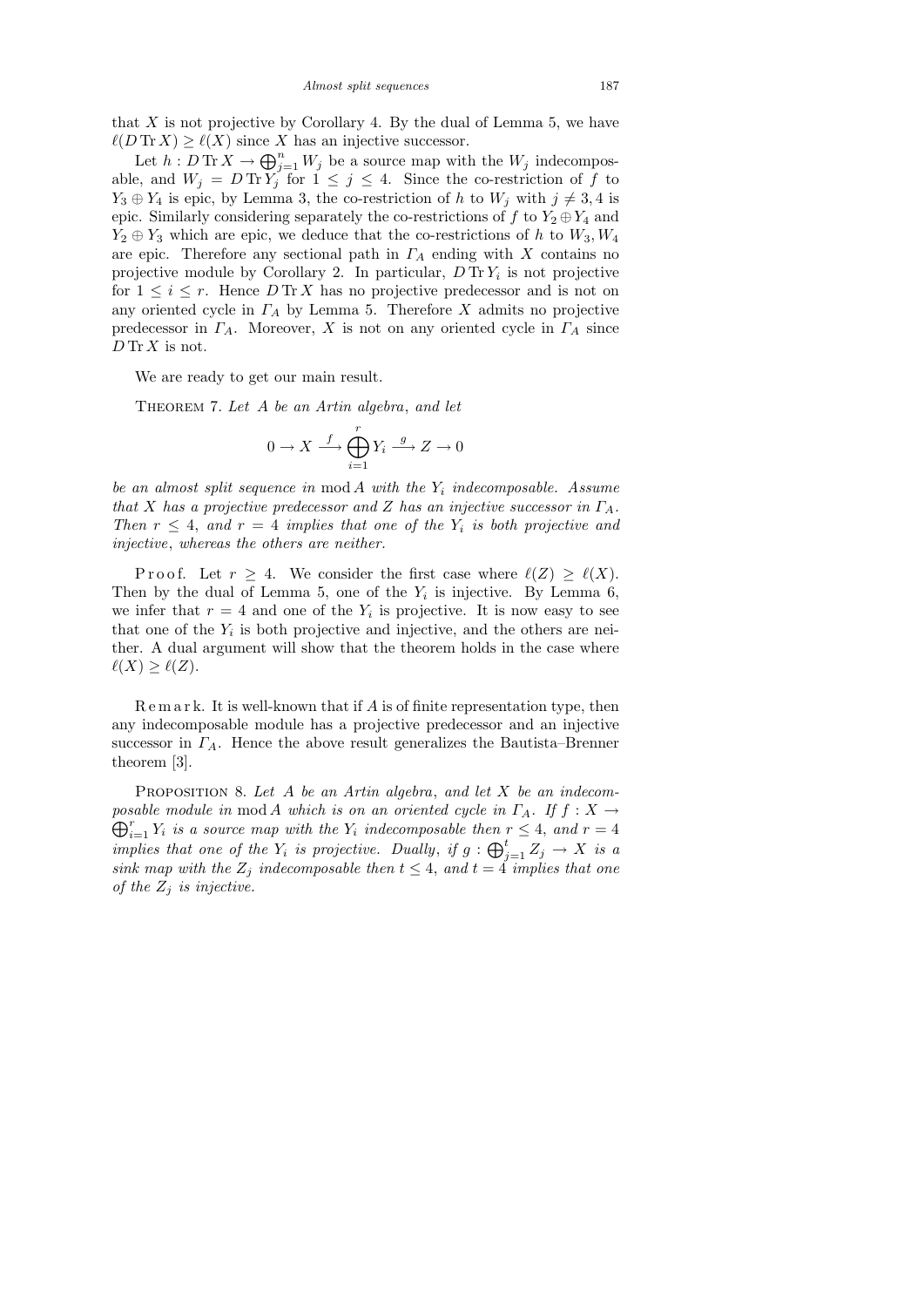that $X$ is not projective by Corollary 4. By the dual of Lemma 5, we have $\ell(D\operatorname{Tr} X) \geq \ell(X)$ since $X$ has an injective successor.

Let $h : D\operatorname{Tr} X \to \bigoplus_{j=1}^{n} W_j$ be a source map with the $W_j$ indecomposable, and $W_j = D\operatorname{Tr} Y_j$ for $1 \leq j \leq 4$. Since the co-restriction of $f$ to $Y_3 \oplus Y_4$ is epic, by Lemma 3, the co-restriction of $h$ to $W_j$ with $j \neq 3, 4$ is epic. Similarly considering separately the co-restrictions of $f$ to $Y_2 \oplus Y_4$ and $Y_2 \oplus Y_3$ which are epic, we deduce that the co-restrictions of $h$ to $W_3, W_4$ are epic. Therefore any sectional path in $\Gamma_A$ ending with $X$ contains no projective module by Corollary 2. In particular, $D\operatorname{Tr} Y_i$ is not projective for $1 \leq i \leq r$. Hence $D\operatorname{Tr} X$ has no projective predecessor and is not on any oriented cycle in $\Gamma_A$ by Lemma 5. Therefore $X$ admits no projective predecessor in $\Gamma_A$. Moreover, $X$ is not on any oriented cycle in $\Gamma_A$ since $D\operatorname{Tr} X$ is not.

We are ready to get our main result.

Theorem 7. *Let $A$ be an Artin algebra, and let*

$$0 \to X \xrightarrow{f} \bigoplus_{i=1}^{r} Y_i \xrightarrow{g} Z \to 0$$

*be an almost split sequence in* mod $A$ *with the $Y_i$ indecomposable. Assume that $X$ has a projective predecessor and $Z$ has an injective successor in $\Gamma_A$. Then $r \leq 4$, and $r = 4$ implies that one of the $Y_i$ is both projective and injective, whereas the others are neither.*

Proof. Let $r \geq 4$. We consider the first case where $\ell(Z) \geq \ell(X)$. Then by the dual of Lemma 5, one of the $Y_i$ is injective. By Lemma 6, we infer that $r = 4$ and one of the $Y_i$ is projective. It is now easy to see that one of the $Y_i$ is both projective and injective, and the others are neither. A dual argument will show that the theorem holds in the case where $\ell(X) \geq \ell(Z)$.

Remark. It is well-known that if $A$ is of finite representation type, then any indecomposable module has a projective predecessor and an injective successor in $\Gamma_A$. Hence the above result generalizes the Bautista–Brenner theorem [3].

Proposition 8. *Let $A$ be an Artin algebra, and let $X$ be an indecomposable module in* mod $A$ *which is on an oriented cycle in $\Gamma_A$. If $f : X \to \bigoplus_{i=1}^{r} Y_i$ is a source map with the $Y_i$ indecomposable then $r \leq 4$, and $r = 4$ implies that one of the $Y_i$ is projective. Dually, if $g : \bigoplus_{j=1}^{t} Z_j \to X$ is a sink map with the $Z_j$ indecomposable then $t \leq 4$, and $t = 4$ implies that one of the $Z_j$ is injective.*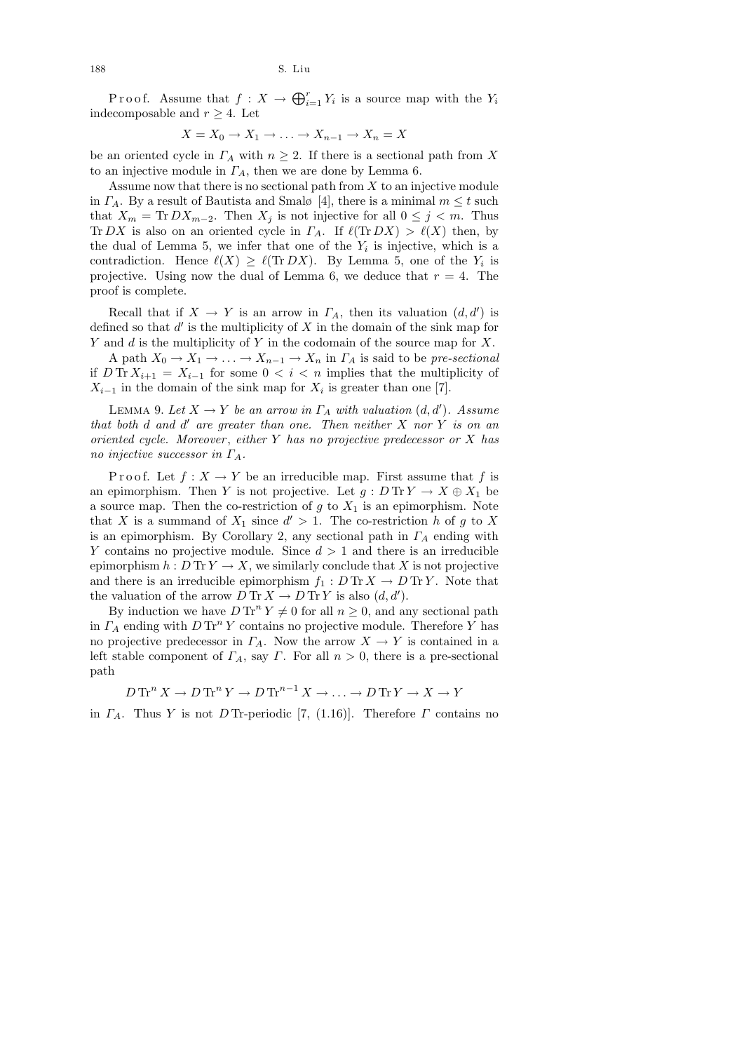Proof. Assume that $f : X \to \bigoplus_{i=1}^{r} Y_i$ is a source map with the $Y_i$ indecomposable and $r \geq 4$. Let

$$X = X_0 \to X_1 \to \ldots \to X_{n-1} \to X_n = X$$

be an oriented cycle in $\Gamma_A$ with $n \geq 2$. If there is a sectional path from $X$ to an injective module in $\Gamma_A$, then we are done by Lemma 6.

Assume now that there is no sectional path from $X$ to an injective module in $\Gamma_A$. By a result of Bautista and Smalø [4], there is a minimal $m \leq t$ such that $X_m = \operatorname{Tr} D X_{m-2}$. Then $X_j$ is not injective for all $0 \leq j < m$. Thus $\operatorname{Tr} DX$ is also on an oriented cycle in $\Gamma_A$. If $\ell(\operatorname{Tr} DX) > \ell(X)$ then, by the dual of Lemma 5, we infer that one of the $Y_i$ is injective, which is a contradiction. Hence $\ell(X) \geq \ell(\operatorname{Tr} DX)$. By Lemma 5, one of the $Y_i$ is projective. Using now the dual of Lemma 6, we deduce that $r = 4$. The proof is complete.

Recall that if $X \to Y$ is an arrow in $\Gamma_A$, then its valuation $(d, d')$ is defined so that $d'$ is the multiplicity of $X$ in the domain of the sink map for $Y$ and $d$ is the multiplicity of $Y$ in the codomain of the source map for $X$.

A path $X_0 \to X_1 \to \ldots \to X_{n-1} \to X_n$ in $\Gamma_A$ is said to be *pre-sectional* if $D \operatorname{Tr} X_{i+1} = X_{i-1}$ for some $0 < i < n$ implies that the multiplicity of $X_{i-1}$ in the domain of the sink map for $X_i$ is greater than one [7].

LEMMA 9. *Let $X \to Y$ be an arrow in $\Gamma_A$ with valuation $(d, d')$. Assume that both $d$ and $d'$ are greater than one. Then neither $X$ nor $Y$ is on an oriented cycle. Moreover, either $Y$ has no projective predecessor or $X$ has no injective successor in $\Gamma_A$.*

Proof. Let $f : X \to Y$ be an irreducible map. First assume that $f$ is an epimorphism. Then $Y$ is not projective. Let $g : D \operatorname{Tr} Y \to X \oplus X_1$ be a source map. Then the co-restriction of $g$ to $X_1$ is an epimorphism. Note that $X$ is a summand of $X_1$ since $d' > 1$. The co-restriction $h$ of $g$ to $X$ is an epimorphism. By Corollary 2, any sectional path in $\Gamma_A$ ending with $Y$ contains no projective module. Since $d > 1$ and there is an irreducible epimorphism $h : D \operatorname{Tr} Y \to X$, we similarly conclude that $X$ is not projective and there is an irreducible epimorphism $f_1 : D \operatorname{Tr} X \to D \operatorname{Tr} Y$. Note that the valuation of the arrow $D \operatorname{Tr} X \to D \operatorname{Tr} Y$ is also $(d, d')$.

By induction we have $D \operatorname{Tr}^n Y \neq 0$ for all $n \geq 0$, and any sectional path in $\Gamma_A$ ending with $D \operatorname{Tr}^n Y$ contains no projective module. Therefore $Y$ has no projective predecessor in $\Gamma_A$. Now the arrow $X \to Y$ is contained in a left stable component of $\Gamma_A$, say $\Gamma$. For all $n > 0$, there is a pre-sectional path

$$D \operatorname{Tr}^n X \to D \operatorname{Tr}^n Y \to D \operatorname{Tr}^{n-1} X \to \ldots \to D \operatorname{Tr} Y \to X \to Y$$

in $\Gamma_A$. Thus $Y$ is not $D \operatorname{Tr}$-periodic [7, (1.16)]. Therefore $\Gamma$ contains no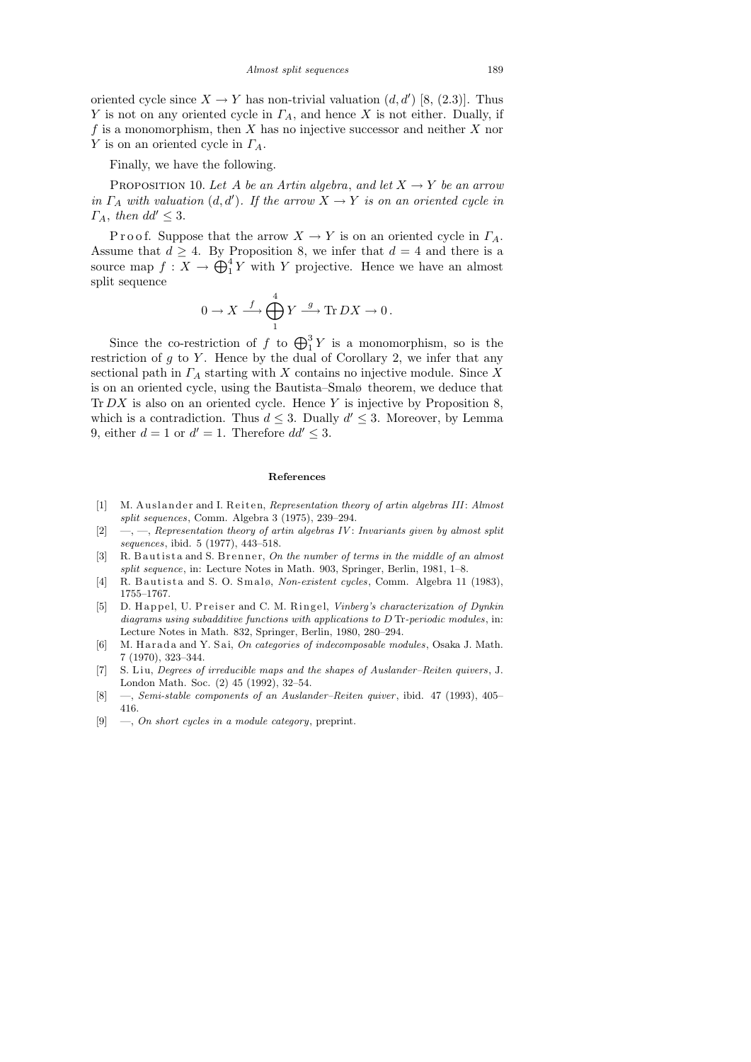oriented cycle since $X \to Y$ has non-trivial valuation $(d, d')$ [8, (2.3)]. Thus $Y$ is not on any oriented cycle in $\Gamma_A$, and hence $X$ is not either. Dually, if $f$ is a monomorphism, then $X$ has no injective successor and neither $X$ nor $Y$ is on an oriented cycle in $\Gamma_A$.

Finally, we have the following.

PROPOSITION 10. *Let $A$ be an Artin algebra, and let $X \to Y$ be an arrow in $\Gamma_A$ with valuation $(d, d')$. If the arrow $X \to Y$ is on an oriented cycle in $\Gamma_A$, then $dd' \leq 3$.*

Proof. Suppose that the arrow $X \to Y$ is on an oriented cycle in $\Gamma_A$. Assume that $d \geq 4$. By Proposition 8, we infer that $d = 4$ and there is a source map $f : X \to \bigoplus_1^4 Y$ with $Y$ projective. Hence we have an almost split sequence

$$0 \to X \xrightarrow{f} \bigoplus_1^4 Y \xrightarrow{g} \operatorname{Tr} DX \to 0 .$$

Since the co-restriction of $f$ to $\bigoplus_1^3 Y$ is a monomorphism, so is the restriction of $g$ to $Y$. Hence by the dual of Corollary 2, we infer that any sectional path in $\Gamma_A$ starting with $X$ contains no injective module. Since $X$ is on an oriented cycle, using the Bautista–Smalø theorem, we deduce that $\operatorname{Tr} DX$ is also on an oriented cycle. Hence $Y$ is injective by Proposition 8, which is a contradiction. Thus $d \leq 3$. Dually $d' \leq 3$. Moreover, by Lemma 9, either $d = 1$ or $d' = 1$. Therefore $dd' \leq 3$.

## References

[1] M. Auslander and I. Reiten, *Representation theory of artin algebras III: Almost split sequences*, Comm. Algebra 3 (1975), 239–294.

[2] —, —, *Representation theory of artin algebras IV: Invariants given by almost split sequences*, ibid. 5 (1977), 443–518.

[3] R. Bautista and S. Brenner, *On the number of terms in the middle of an almost split sequence*, in: Lecture Notes in Math. 903, Springer, Berlin, 1981, 1–8.

[4] R. Bautista and S. O. Smalø, *Non-existent cycles*, Comm. Algebra 11 (1983), 1755–1767.

[5] D. Happel, U. Preiser and C. M. Ringel, *Vinberg's characterization of Dynkin diagrams using subadditive functions with applications to $D$ Tr-periodic modules*, in: Lecture Notes in Math. 832, Springer, Berlin, 1980, 280–294.

[6] M. Harada and Y. Sai, *On categories of indecomposable modules*, Osaka J. Math. 7 (1970), 323–344.

[7] S. Liu, *Degrees of irreducible maps and the shapes of Auslander–Reiten quivers*, J. London Math. Soc. (2) 45 (1992), 32–54.

[8] —, *Semi-stable components of an Auslander–Reiten quiver*, ibid. 47 (1993), 405–416.

[9] —, *On short cycles in a module category*, preprint.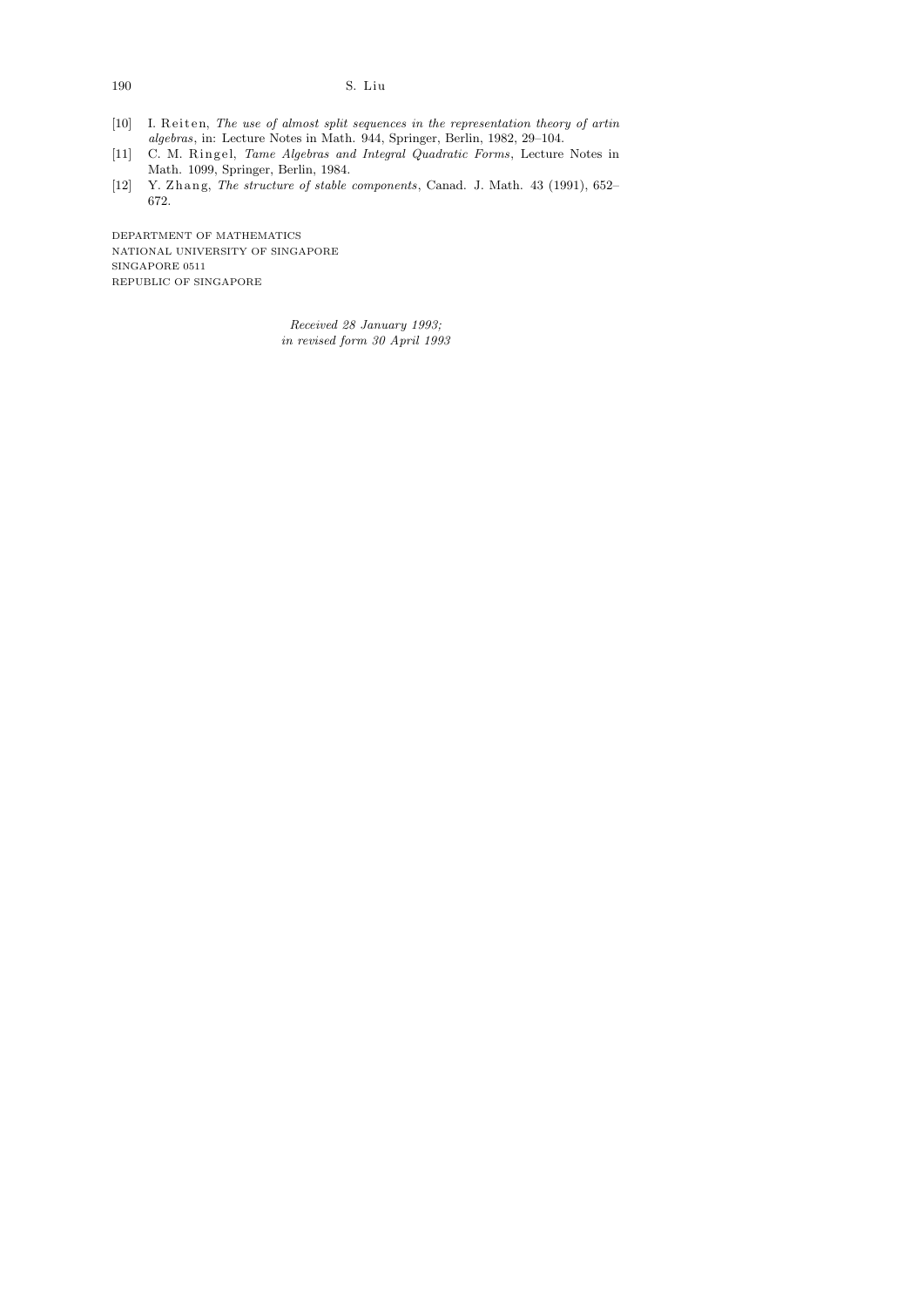[10] I. Reiten, *The use of almost split sequences in the representation theory of artin algebras*, in: Lecture Notes in Math. 944, Springer, Berlin, 1982, 29–104.

[11] C. M. Ringel, *Tame Algebras and Integral Quadratic Forms*, Lecture Notes in Math. 1099, Springer, Berlin, 1984.

[12] Y. Zhang, *The structure of stable components*, Canad. J. Math. 43 (1991), 652–672.

DEPARTMENT OF MATHEMATICS
NATIONAL UNIVERSITY OF SINGAPORE
SINGAPORE 0511
REPUBLIC OF SINGAPORE

*Received 28 January 1993;*
*in revised form 30 April 1993*